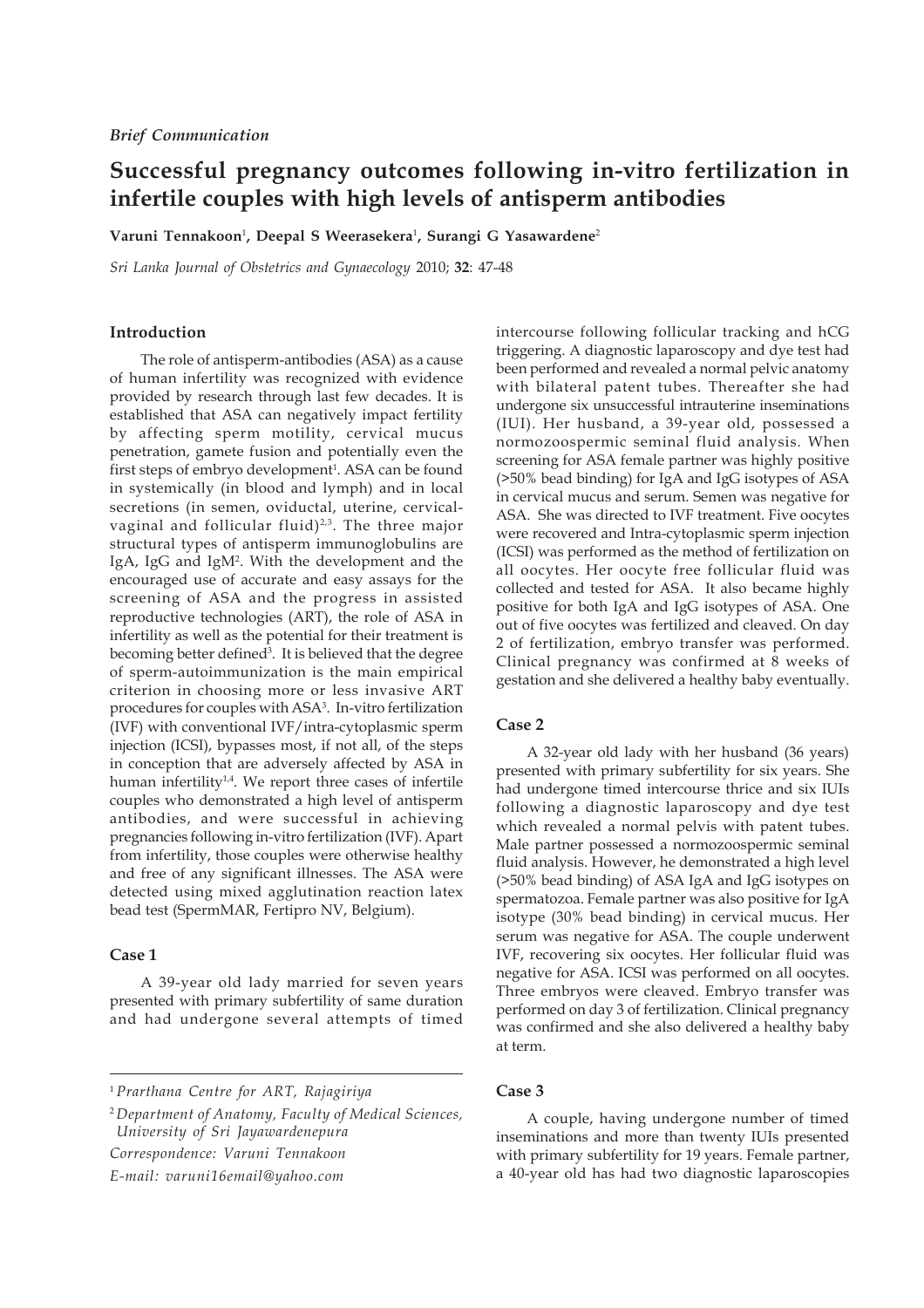*Brief Communication*

# Successful pregnancy outcomes following in-vitro fertilization in infertile couples with high levels of antisperm antibodies

**Varuni Tennakoon[1], Deepal S Weerasekera[1], Surangi G Yasawardene[2]**

*Sri Lanka Journal of Obstetrics and Gynaecology* 2010; **32**: 47-48

## Introduction

The role of antisperm-antibodies (ASA) as a cause of human infertility was recognized with evidence provided by research through last few decades. It is established that ASA can negatively impact fertility by affecting sperm motility, cervical mucus penetration, gamete fusion and potentially even the first steps of embryo development[1]. ASA can be found in systemically (in blood and lymph) and in local secretions (in semen, oviductal, uterine, cervical-vaginal and follicular fluid)[2,3]. The three major structural types of antisperm immunoglobulins are IgA, IgG and IgM[2]. With the development and the encouraged use of accurate and easy assays for the screening of ASA and the progress in assisted reproductive technologies (ART), the role of ASA in infertility as well as the potential for their treatment is becoming better defined[3]. It is believed that the degree of sperm-autoimmunization is the main empirical criterion in choosing more or less invasive ART procedures for couples with ASA[3]. In-vitro fertilization (IVF) with conventional IVF/intra-cytoplasmic sperm injection (ICSI), bypasses most, if not all, of the steps in conception that are adversely affected by ASA in human infertility[1,4]. We report three cases of infertile couples who demonstrated a high level of antisperm antibodies, and were successful in achieving pregnancies following in-vitro fertilization (IVF). Apart from infertility, those couples were otherwise healthy and free of any significant illnesses. The ASA were detected using mixed agglutination reaction latex bead test (SpermMAR, Fertipro NV, Belgium).

## Case 1

A 39-year old lady married for seven years presented with primary subfertility of same duration and had undergone several attempts of timed intercourse following follicular tracking and hCG triggering. A diagnostic laparoscopy and dye test had been performed and revealed a normal pelvic anatomy with bilateral patent tubes. Thereafter she had undergone six unsuccessful intrauterine inseminations (IUI). Her husband, a 39-year old, possessed a normozoospermic seminal fluid analysis. When screening for ASA female partner was highly positive (>50% bead binding) for IgA and IgG isotypes of ASA in cervical mucus and serum. Semen was negative for ASA. She was directed to IVF treatment. Five oocytes were recovered and Intra-cytoplasmic sperm injection (ICSI) was performed as the method of fertilization on all oocytes. Her oocyte free follicular fluid was collected and tested for ASA. It also became highly positive for both IgA and IgG isotypes of ASA. One out of five oocytes was fertilized and cleaved. On day 2 of fertilization, embryo transfer was performed. Clinical pregnancy was confirmed at 8 weeks of gestation and she delivered a healthy baby eventually.

## Case 2

A 32-year old lady with her husband (36 years) presented with primary subfertility for six years. She had undergone timed intercourse thrice and six IUIs following a diagnostic laparoscopy and dye test which revealed a normal pelvis with patent tubes. Male partner possessed a normozoospermic seminal fluid analysis. However, he demonstrated a high level (>50% bead binding) of ASA IgA and IgG isotypes on spermatozoa. Female partner was also positive for IgA isotype (30% bead binding) in cervical mucus. Her serum was negative for ASA. The couple underwent IVF, recovering six oocytes. Her follicular fluid was negative for ASA. ICSI was performed on all oocytes. Three embryos were cleaved. Embryo transfer was performed on day 3 of fertilization. Clinical pregnancy was confirmed and she also delivered a healthy baby at term.

## Case 3

A couple, having undergone number of timed inseminations and more than twenty IUIs presented with primary subfertility for 19 years. Female partner, a 40-year old has had two diagnostic laparoscopies

---

[1] *Prarthana Centre for ART, Rajagiriya*

[2] *Department of Anatomy, Faculty of Medical Sciences, University of Sri Jayawardenepura*

*Correspondence: Varuni Tennakoon*

*E-mail: varuni16email@yahoo.com*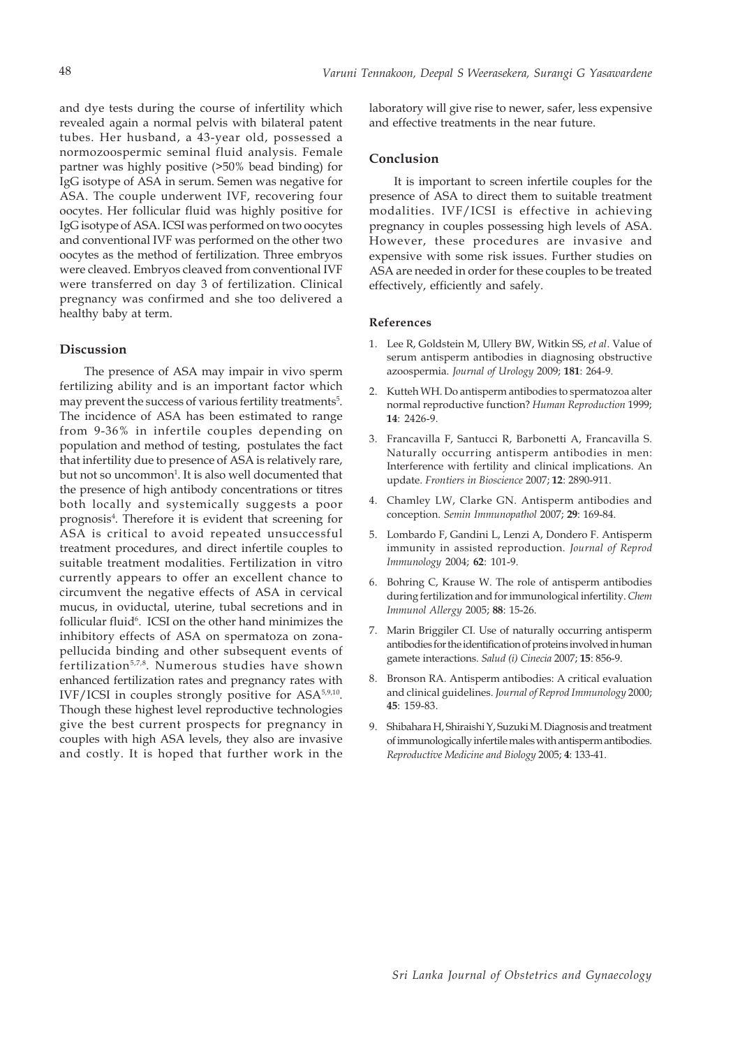and dye tests during the course of infertility which revealed again a normal pelvis with bilateral patent tubes. Her husband, a 43-year old, possessed a normozoospermic seminal fluid analysis. Female partner was highly positive (>50% bead binding) for IgG isotype of ASA in serum. Semen was negative for ASA. The couple underwent IVF, recovering four oocytes. Her follicular fluid was highly positive for IgG isotype of ASA. ICSI was performed on two oocytes and conventional IVF was performed on the other two oocytes as the method of fertilization. Three embryos were cleaved. Embryos cleaved from conventional IVF were transferred on day 3 of fertilization. Clinical pregnancy was confirmed and she too delivered a healthy baby at term.

## Discussion

The presence of ASA may impair in vivo sperm fertilizing ability and is an important factor which may prevent the success of various fertility treatments[5]. The incidence of ASA has been estimated to range from 9-36% in infertile couples depending on population and method of testing, postulates the fact that infertility due to presence of ASA is relatively rare, but not so uncommon[1]. It is also well documented that the presence of high antibody concentrations or titres both locally and systemically suggests a poor prognosis[4]. Therefore it is evident that screening for ASA is critical to avoid repeated unsuccessful treatment procedures, and direct infertile couples to suitable treatment modalities. Fertilization in vitro currently appears to offer an excellent chance to circumvent the negative effects of ASA in cervical mucus, in oviductal, uterine, tubal secretions and in follicular fluid[6]. ICSI on the other hand minimizes the inhibitory effects of ASA on spermatoza on zona-pellucida binding and other subsequent events of fertilization[5,7,8]. Numerous studies have shown enhanced fertilization rates and pregnancy rates with IVF/ICSI in couples strongly positive for ASA[5,9,10]. Though these highest level reproductive technologies give the best current prospects for pregnancy in couples with high ASA levels, they also are invasive and costly. It is hoped that further work in the laboratory will give rise to newer, safer, less expensive and effective treatments in the near future.

## Conclusion

It is important to screen infertile couples for the presence of ASA to direct them to suitable treatment modalities. IVF/ICSI is effective in achieving pregnancy in couples possessing high levels of ASA. However, these procedures are invasive and expensive with some risk issues. Further studies on ASA are needed in order for these couples to be treated effectively, efficiently and safely.

### References

1. Lee R, Goldstein M, Ullery BW, Witkin SS, *et al*. Value of serum antisperm antibodies in diagnosing obstructive azoospermia. *Journal of Urology* 2009; **181**: 264-9.
2. Kutteh WH. Do antisperm antibodies to spermatozoa alter normal reproductive function? *Human Reproduction* 1999; **14**: 2426-9.
3. Francavilla F, Santucci R, Barbonetti A, Francavilla S. Naturally occurring antisperm antibodies in men: Interference with fertility and clinical implications. An update. *Frontiers in Bioscience* 2007; **12**: 2890-911.
4. Chamley LW, Clarke GN. Antisperm antibodies and conception. *Semin Immunopathol* 2007; **29**: 169-84.
5. Lombardo F, Gandini L, Lenzi A, Dondero F. Antisperm immunity in assisted reproduction. *Journal of Reprod Immunology* 2004; **62**: 101-9.
6. Bohring C, Krause W. The role of antisperm antibodies during fertilization and for immunological infertility. *Chem Immunol Allergy* 2005; **88**: 15-26.
7. Marin Briggiler CI. Use of naturally occurring antisperm antibodies for the identification of proteins involved in human gamete interactions. *Salud (i) Cinecia* 2007; **15**: 856-9.
8. Bronson RA. Antisperm antibodies: A critical evaluation and clinical guidelines. *Journal of Reprod Immunology* 2000; **45**: 159-83.
9. Shibahara H, Shiraishi Y, Suzuki M. Diagnosis and treatment of immunologically infertile males with antisperm antibodies. *Reproductive Medicine and Biology* 2005; **4**: 133-41.